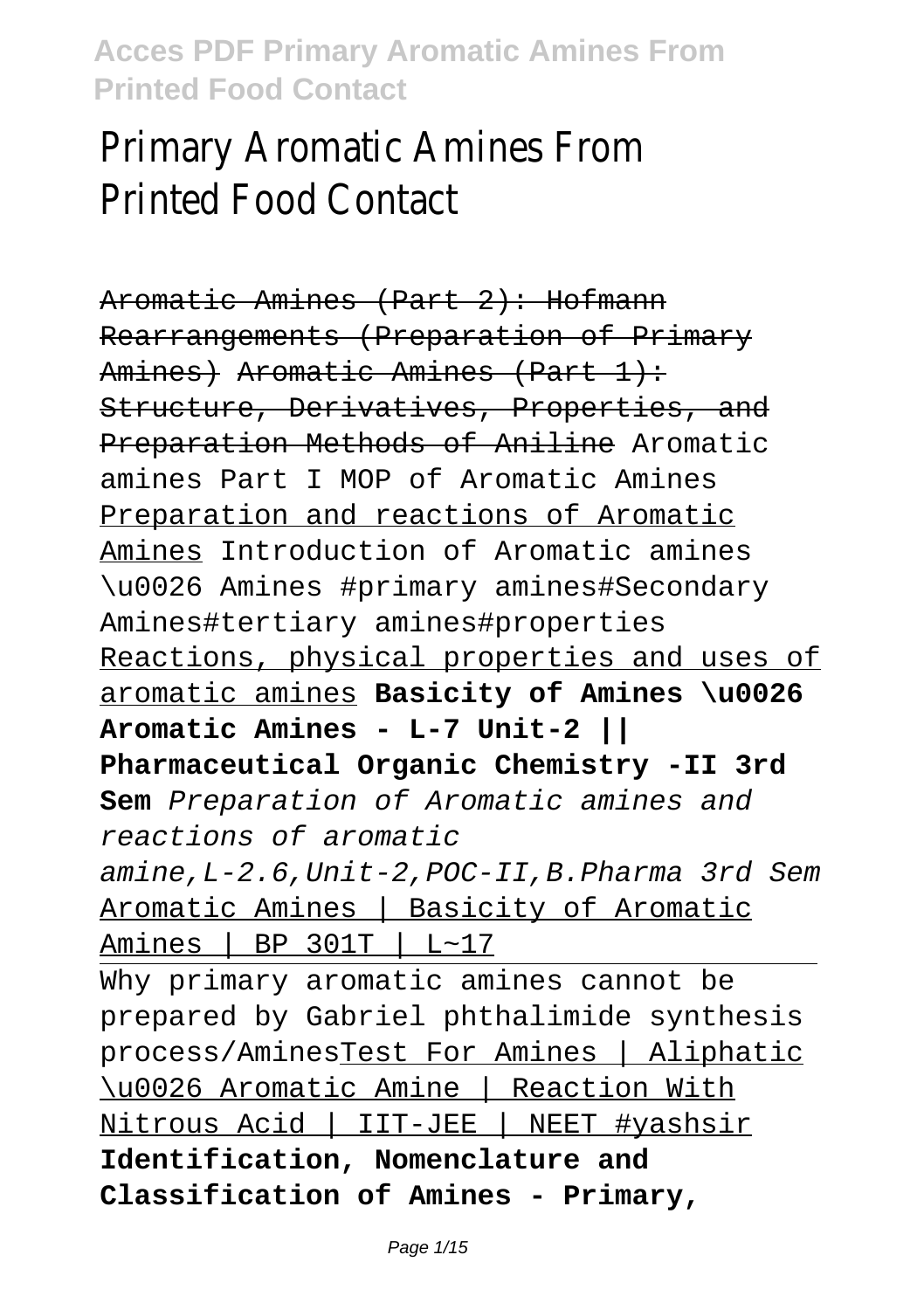# Primary Aromatic Amines From Printed Food Contact

~~Aromatic Amines (Part 2): Hofmann Rearrangements (Preparation of Primary Amines)~~ ~~Aromatic Amines (Part 1): Structure, Derivatives, Properties, and Preparation Methods of Aniline~~ Aromatic amines Part I MOP of Aromatic Amines Preparation and reactions of Aromatic Amines Introduction of Aromatic amines \u0026 Amines #primary amines#Secondary Amines#tertiary amines#properties Reactions, physical properties and uses of aromatic amines **Basicity of Amines \u0026 Aromatic Amines - L-7 Unit-2 || Pharmaceutical Organic Chemistry -II 3rd Sem** *Preparation of Aromatic amines and reactions of aromatic amine,L-2.6,Unit-2,POC-II,B.Pharma 3rd Sem* Aromatic Amines | Basicity of Aromatic Amines | BP 301T | L~17

Why primary aromatic amines cannot be prepared by Gabriel phthalimide synthesis process/AminesTest For Amines | Aliphatic \u0026 Aromatic Amine | Reaction With Nitrous Acid | IIT-JEE | NEET #yashsir **Identification, Nomenclature and Classification of Amines - Primary,**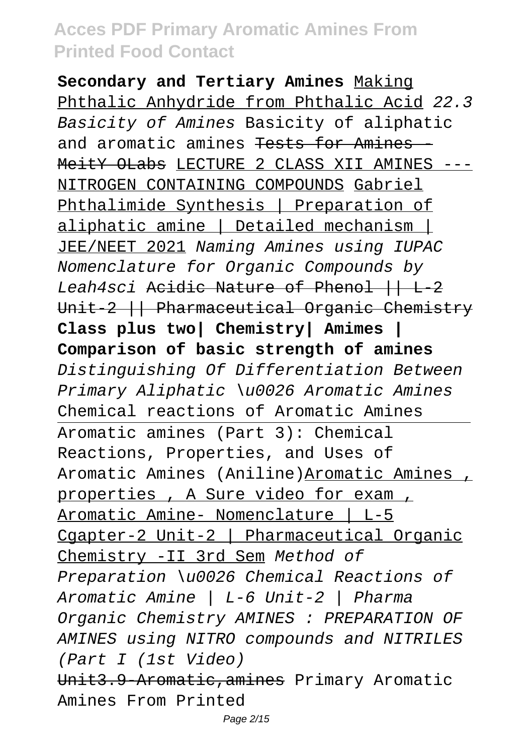**Secondary and Tertiary Amines** Making Phthalic Anhydride from Phthalic Acid *22.3 Basicity of Amines* Basicity of aliphatic and aromatic amines ~~Tests for Amines - MeitY OLabs~~ LECTURE 2 CLASS XII AMINES --- NITROGEN CONTAINING COMPOUNDS Gabriel Phthalimide Synthesis | Preparation of aliphatic amine | Detailed mechanism | JEE/NEET 2021 *Naming Amines using IUPAC Nomenclature for Organic Compounds by Leah4sci* ~~Acidic Nature of Phenol || L-2 Unit-2 || Pharmaceutical Organic Chemistry~~ **Class plus two| Chemistry| Amimes | Comparison of basic strength of amines** *Distinguishing Of Differentiation Between Primary Aliphatic \u0026 Aromatic Amines* Chemical reactions of Aromatic Amines

Aromatic amines (Part 3): Chemical Reactions, Properties, and Uses of Aromatic Amines (Aniline)Aromatic Amines , properties , A Sure video for exam , Aromatic Amine- Nomenclature | L-5 Cgapter-2 Unit-2 | Pharmaceutical Organic Chemistry -II 3rd Sem *Method of Preparation \u0026 Chemical Reactions of Aromatic Amine | L-6 Unit-2 | Pharma Organic Chemistry AMINES : PREPARATION OF AMINES using NITRO compounds and NITRILES (Part I (1st Video)*

~~Unit3.9-Aromatic,amines~~ Primary Aromatic Amines From Printed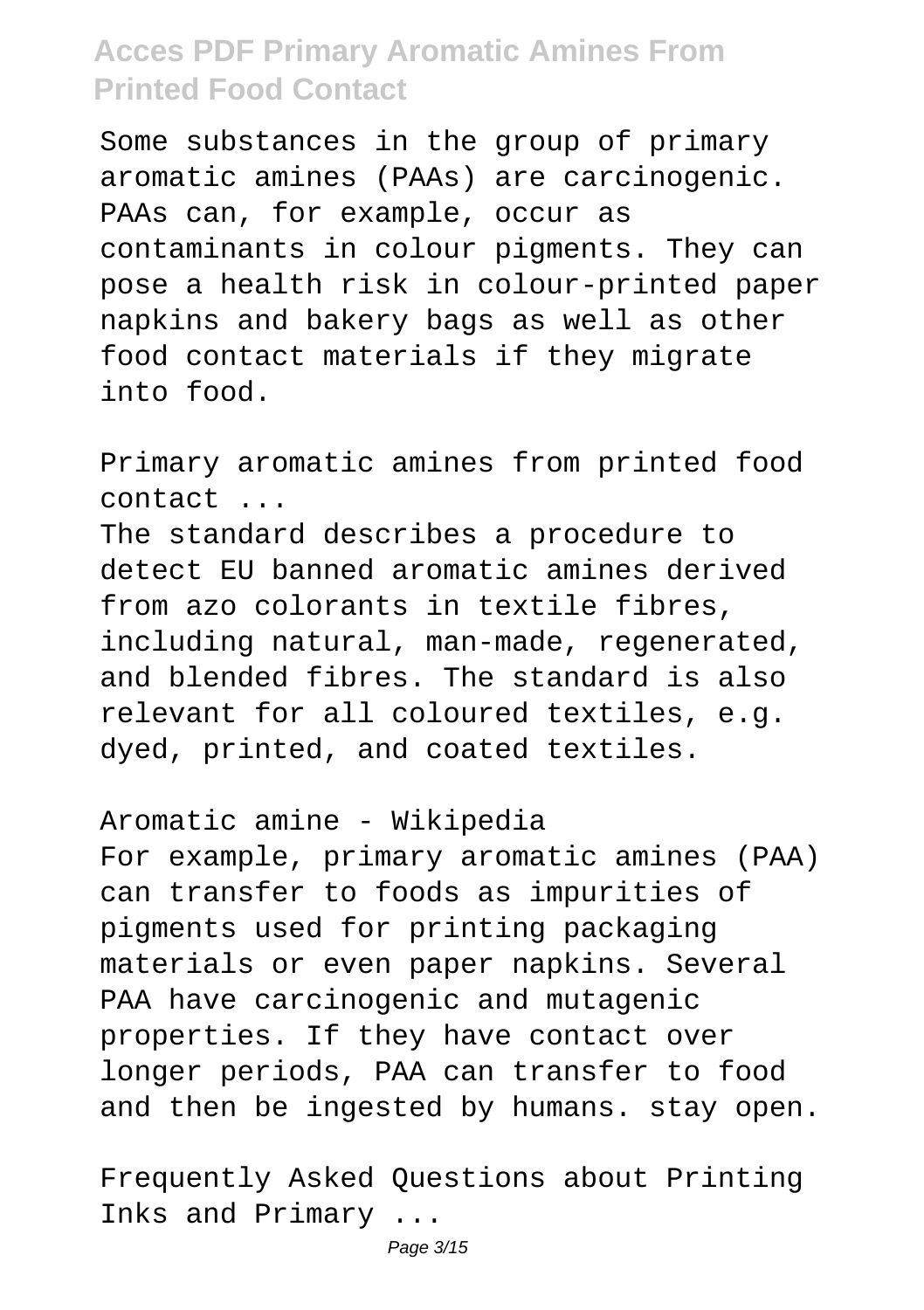Some substances in the group of primary aromatic amines (PAAs) are carcinogenic. PAAs can, for example, occur as contaminants in colour pigments. They can pose a health risk in colour-printed paper napkins and bakery bags as well as other food contact materials if they migrate into food.

Primary aromatic amines from printed food contact ...

The standard describes a procedure to detect EU banned aromatic amines derived from azo colorants in textile fibres, including natural, man-made, regenerated, and blended fibres. The standard is also relevant for all coloured textiles, e.g. dyed, printed, and coated textiles.

Aromatic amine - Wikipedia

For example, primary aromatic amines (PAA) can transfer to foods as impurities of pigments used for printing packaging materials or even paper napkins. Several PAA have carcinogenic and mutagenic properties. If they have contact over longer periods, PAA can transfer to food and then be ingested by humans. stay open.

Frequently Asked Questions about Printing Inks and Primary ...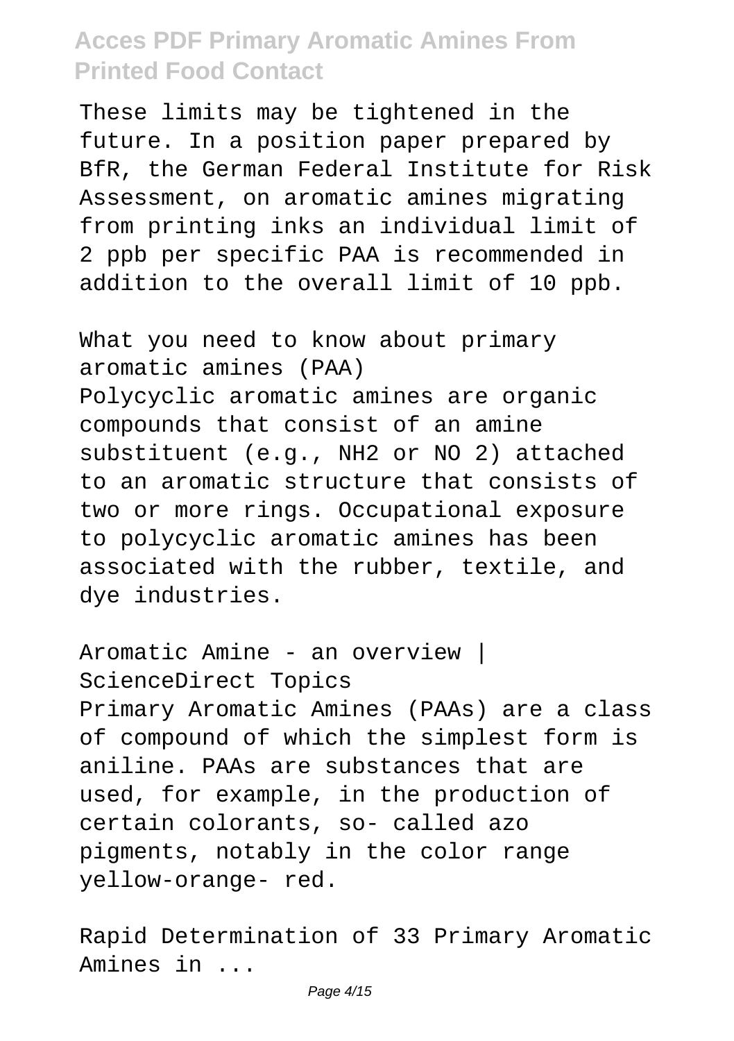These limits may be tightened in the future. In a position paper prepared by BfR, the German Federal Institute for Risk Assessment, on aromatic amines migrating from printing inks an individual limit of 2 ppb per specific PAA is recommended in addition to the overall limit of 10 ppb.

What you need to know about primary aromatic amines (PAA)

Polycyclic aromatic amines are organic compounds that consist of an amine substituent (e.g., $NH_2$ or $NO_2$) attached to an aromatic structure that consists of two or more rings. Occupational exposure to polycyclic aromatic amines has been associated with the rubber, textile, and dye industries.

Aromatic Amine - an overview | ScienceDirect Topics

Primary Aromatic Amines (PAAs) are a class of compound of which the simplest form is aniline. PAAs are substances that are used, for example, in the production of certain colorants, so- called azo pigments, notably in the color range yellow-orange- red.

Rapid Determination of 33 Primary Aromatic Amines in ...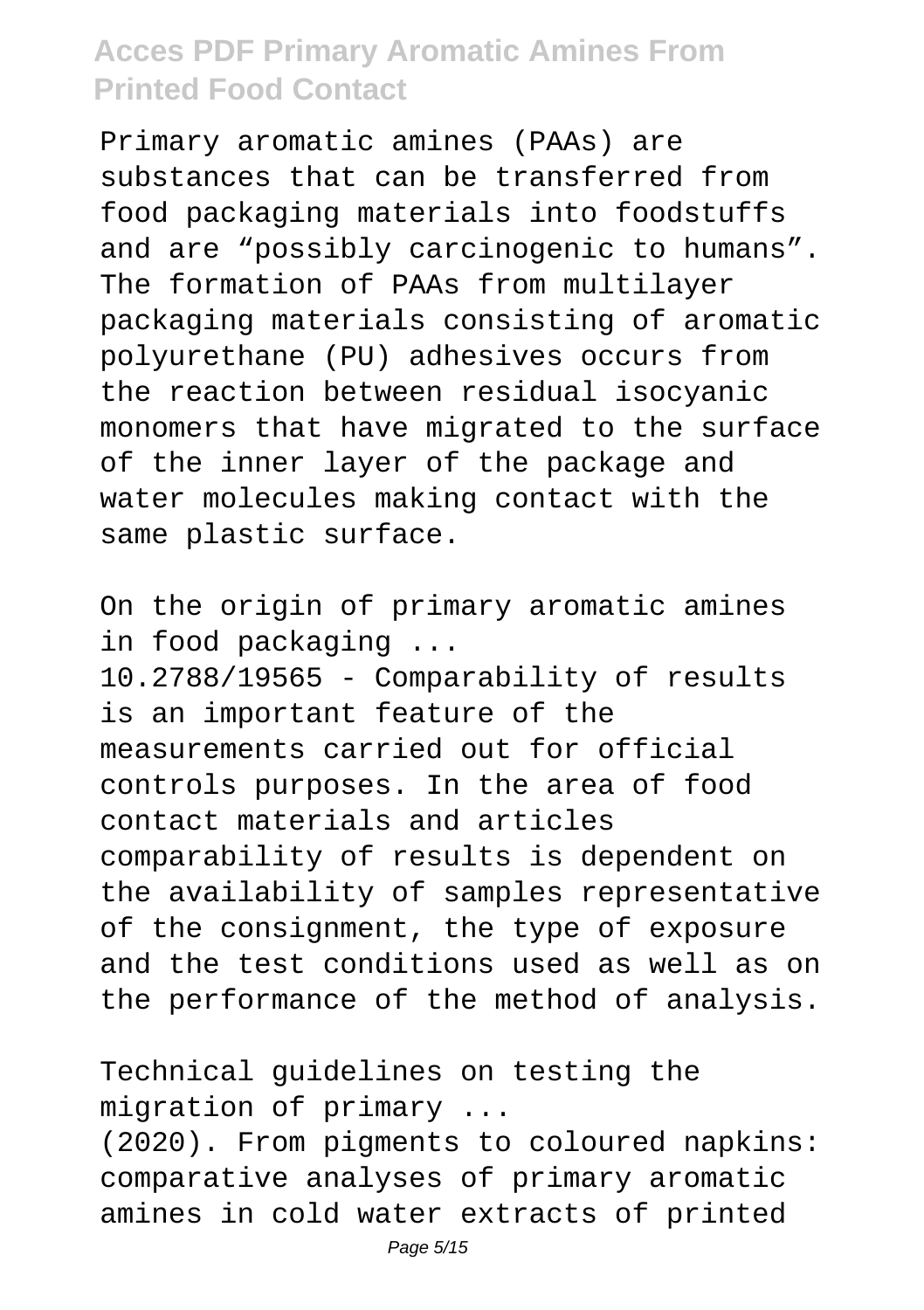Primary aromatic amines (PAAs) are substances that can be transferred from food packaging materials into foodstuffs and are “possibly carcinogenic to humans”. The formation of PAAs from multilayer packaging materials consisting of aromatic polyurethane (PU) adhesives occurs from the reaction between residual isocyanic monomers that have migrated to the surface of the inner layer of the package and water molecules making contact with the same plastic surface.

On the origin of primary aromatic amines in food packaging ...

10.2788/19565 - Comparability of results is an important feature of the measurements carried out for official controls purposes. In the area of food contact materials and articles comparability of results is dependent on the availability of samples representative of the consignment, the type of exposure and the test conditions used as well as on the performance of the method of analysis.

Technical guidelines on testing the migration of primary ...

(2020). From pigments to coloured napkins: comparative analyses of primary aromatic amines in cold water extracts of printed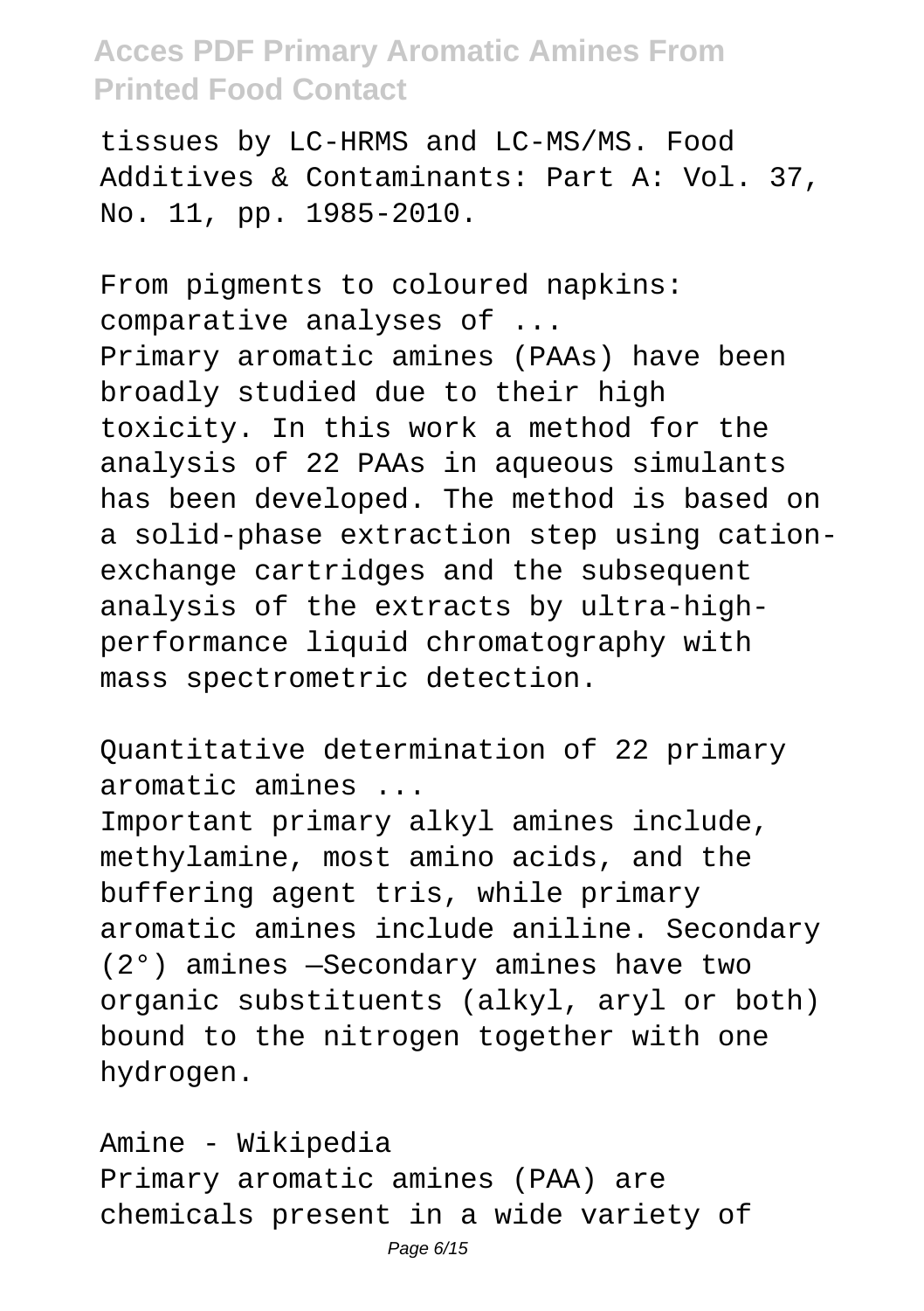tissues by LC-HRMS and LC-MS/MS. Food Additives & Contaminants: Part A: Vol. 37, No. 11, pp. 1985-2010.

From pigments to coloured napkins: comparative analyses of ...

Primary aromatic amines (PAAs) have been broadly studied due to their high toxicity. In this work a method for the analysis of 22 PAAs in aqueous simulants has been developed. The method is based on a solid-phase extraction step using cation-exchange cartridges and the subsequent analysis of the extracts by ultra-high-performance liquid chromatography with mass spectrometric detection.

Quantitative determination of 22 primary aromatic amines ...

Important primary alkyl amines include, methylamine, most amino acids, and the buffering agent tris, while primary aromatic amines include aniline. Secondary (2°) amines —Secondary amines have two organic substituents (alkyl, aryl or both) bound to the nitrogen together with one hydrogen.

Amine - Wikipedia

Primary aromatic amines (PAA) are chemicals present in a wide variety of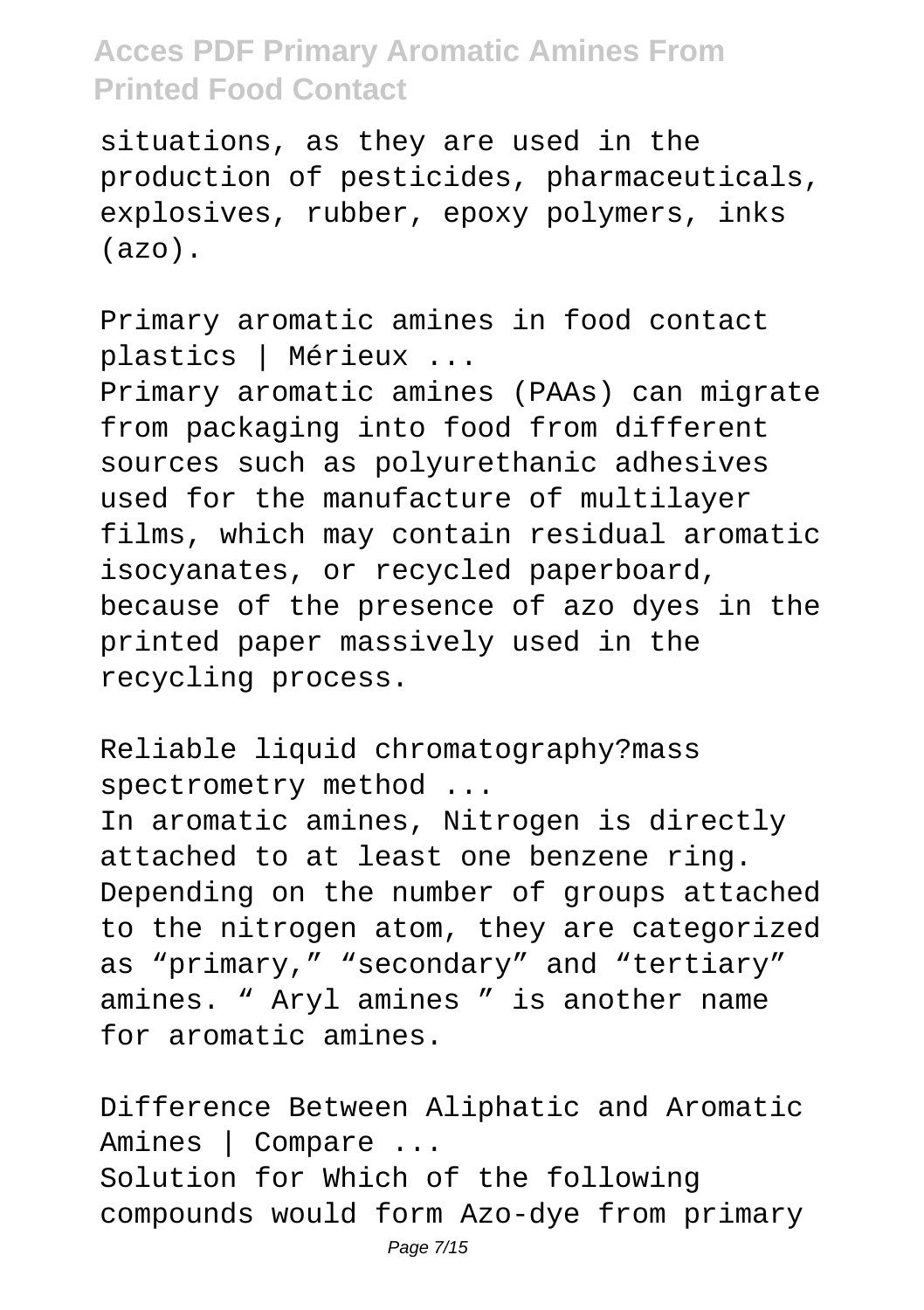situations, as they are used in the production of pesticides, pharmaceuticals, explosives, rubber, epoxy polymers, inks (azo).

Primary aromatic amines in food contact plastics | Mérieux ...
Primary aromatic amines (PAAs) can migrate from packaging into food from different sources such as polyurethanic adhesives used for the manufacture of multilayer films, which may contain residual aromatic isocyanates, or recycled paperboard, because of the presence of azo dyes in the printed paper massively used in the recycling process.

Reliable liquid chromatography?mass spectrometry method ...
In aromatic amines, Nitrogen is directly attached to at least one benzene ring. Depending on the number of groups attached to the nitrogen atom, they are categorized as "primary," "secondary" and "tertiary" amines. " Aryl amines " is another name for aromatic amines.

Difference Between Aliphatic and Aromatic Amines | Compare ...
Solution for Which of the following compounds would form Azo-dye from primary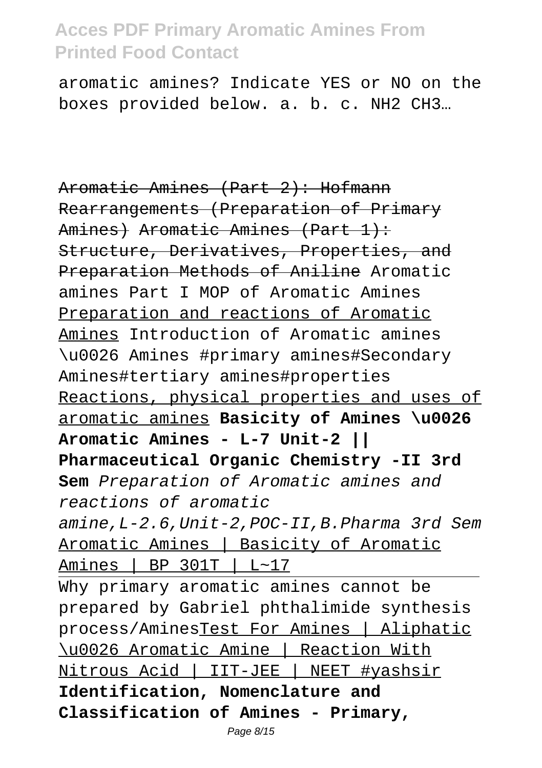aromatic amines? Indicate YES or NO on the boxes provided below. a. b. c. NH2 CH3…

~~Aromatic Amines (Part 2): Hofmann Rearrangements (Preparation of Primary Amines)~~ ~~Aromatic Amines (Part 1): Structure, Derivatives, Properties, and Preparation Methods of Aniline~~ Aromatic amines Part I MOP of Aromatic Amines Preparation and reactions of Aromatic Amines Introduction of Aromatic amines \u0026 Amines #primary amines#Secondary Amines#tertiary amines#properties Reactions, physical properties and uses of aromatic amines **Basicity of Amines \u0026 Aromatic Amines - L-7 Unit-2 || Pharmaceutical Organic Chemistry -II 3rd Sem** *Preparation of Aromatic amines and reactions of aromatic amine,L-2.6,Unit-2,POC-II,B.Pharma 3rd Sem* Aromatic Amines | Basicity of Aromatic Amines | BP 301T | L~17

Why primary aromatic amines cannot be prepared by Gabriel phthalimide synthesis process/AminesTest For Amines | Aliphatic \u0026 Aromatic Amine | Reaction With Nitrous Acid | IIT-JEE | NEET #yashsir **Identification, Nomenclature and Classification of Amines - Primary,**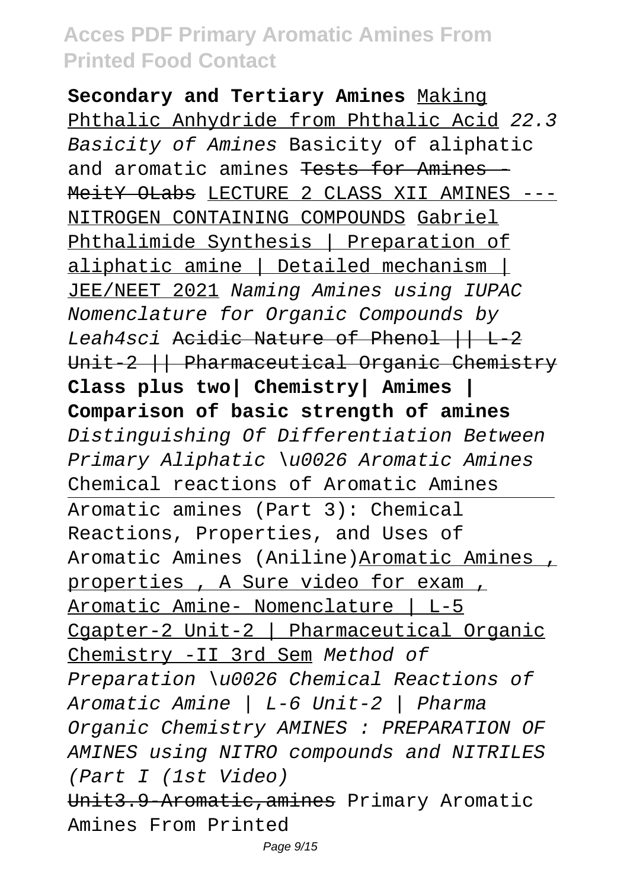**Secondary and Tertiary Amines** Making Phthalic Anhydride from Phthalic Acid *22.3 Basicity of Amines* Basicity of aliphatic and aromatic amines ~~Tests for Amines - MeitY OLabs~~ LECTURE 2 CLASS XII AMINES --- NITROGEN CONTAINING COMPOUNDS Gabriel Phthalimide Synthesis | Preparation of aliphatic amine | Detailed mechanism | JEE/NEET 2021 *Naming Amines using IUPAC Nomenclature for Organic Compounds by Leah4sci* ~~Acidic Nature of Phenol || L-2 Unit-2 || Pharmaceutical Organic Chemistry~~ **Class plus two| Chemistry| Amimes | Comparison of basic strength of amines** *Distinguishing Of Differentiation Between Primary Aliphatic \u0026 Aromatic Amines* Chemical reactions of Aromatic Amines

Aromatic amines (Part 3): Chemical Reactions, Properties, and Uses of Aromatic Amines (Aniline)Aromatic Amines , properties , A Sure video for exam , Aromatic Amine- Nomenclature | L-5 Cgapter-2 Unit-2 | Pharmaceutical Organic Chemistry -II 3rd Sem *Method of Preparation \u0026 Chemical Reactions of Aromatic Amine | L-6 Unit-2 | Pharma Organic Chemistry AMINES : PREPARATION OF AMINES using NITRO compounds and NITRILES (Part I (1st Video)*

~~Unit3.9-Aromatic,amines~~ Primary Aromatic Amines From Printed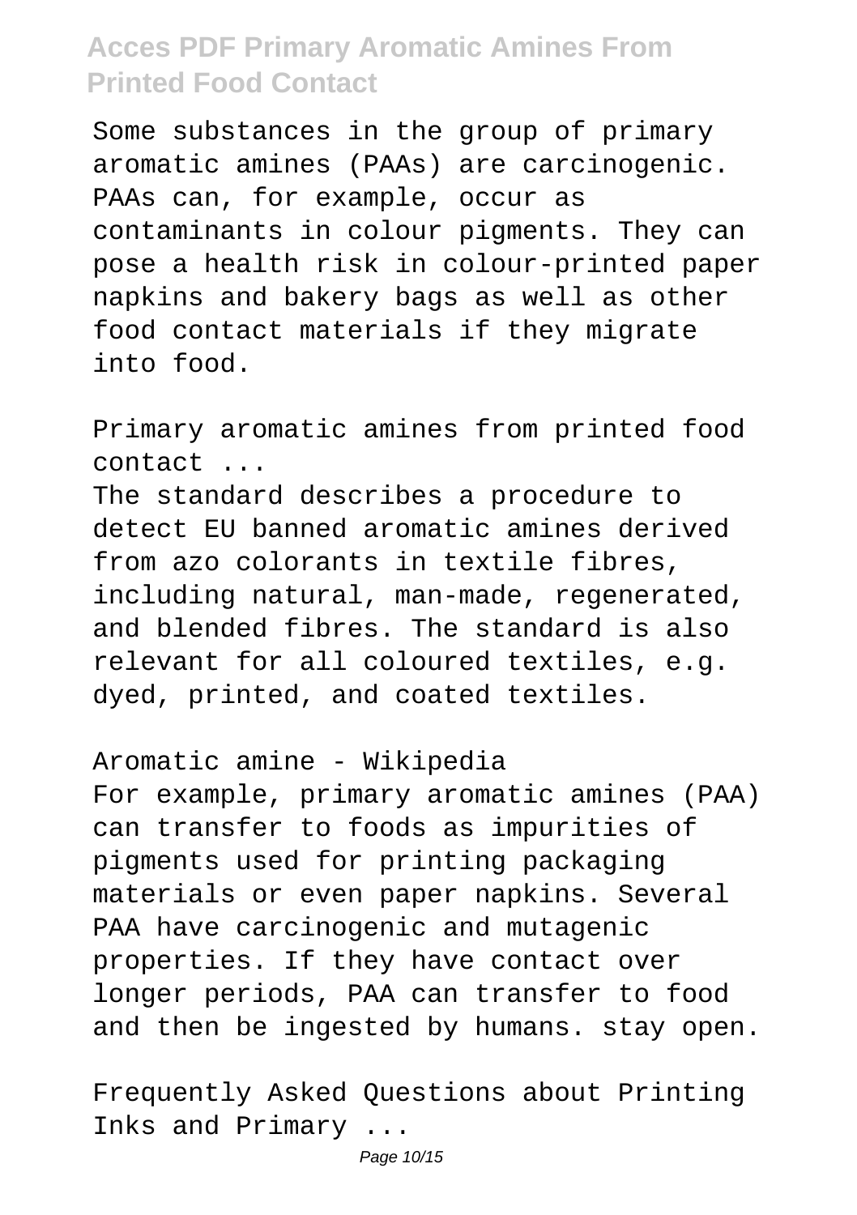Some substances in the group of primary aromatic amines (PAAs) are carcinogenic. PAAs can, for example, occur as contaminants in colour pigments. They can pose a health risk in colour-printed paper napkins and bakery bags as well as other food contact materials if they migrate into food.

Primary aromatic amines from printed food contact ...

The standard describes a procedure to detect EU banned aromatic amines derived from azo colorants in textile fibres, including natural, man-made, regenerated, and blended fibres. The standard is also relevant for all coloured textiles, e.g. dyed, printed, and coated textiles.

Aromatic amine - Wikipedia

For example, primary aromatic amines (PAA) can transfer to foods as impurities of pigments used for printing packaging materials or even paper napkins. Several PAA have carcinogenic and mutagenic properties. If they have contact over longer periods, PAA can transfer to food and then be ingested by humans. stay open.

Frequently Asked Questions about Printing Inks and Primary ...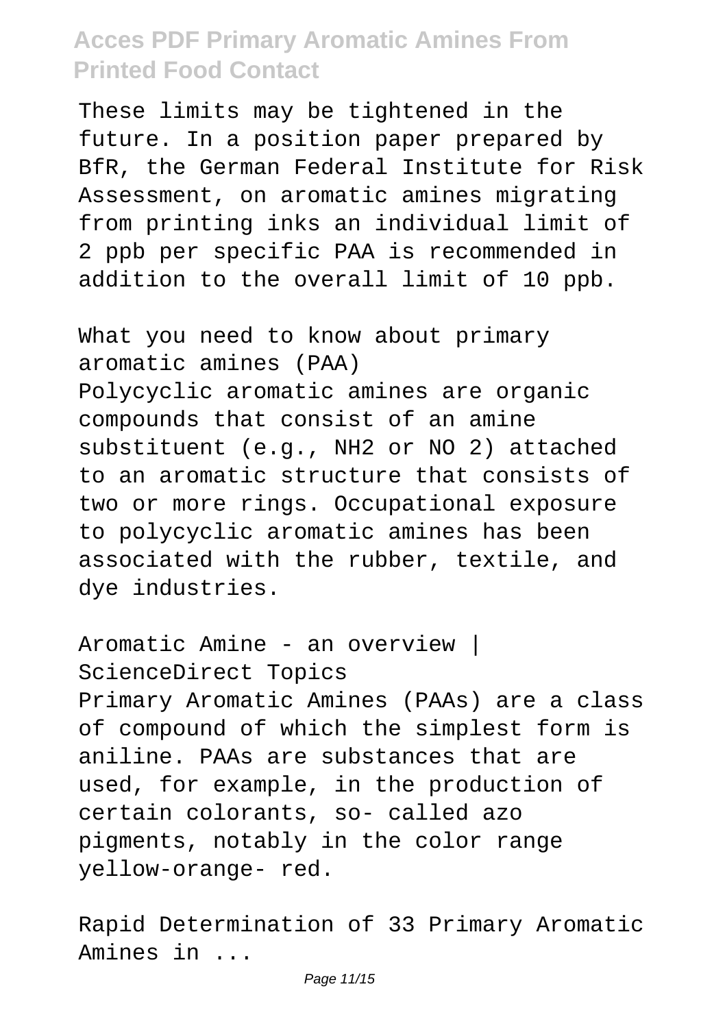These limits may be tightened in the future. In a position paper prepared by BfR, the German Federal Institute for Risk Assessment, on aromatic amines migrating from printing inks an individual limit of 2 ppb per specific PAA is recommended in addition to the overall limit of 10 ppb.

What you need to know about primary aromatic amines (PAA)
Polycyclic aromatic amines are organic compounds that consist of an amine substituent (e.g., $NH_2$ or $NO_2$) attached to an aromatic structure that consists of two or more rings. Occupational exposure to polycyclic aromatic amines has been associated with the rubber, textile, and dye industries.

Aromatic Amine - an overview | ScienceDirect Topics
Primary Aromatic Amines (PAAs) are a class of compound of which the simplest form is aniline. PAAs are substances that are used, for example, in the production of certain colorants, so- called azo pigments, notably in the color range yellow-orange- red.

Rapid Determination of 33 Primary Aromatic Amines in ...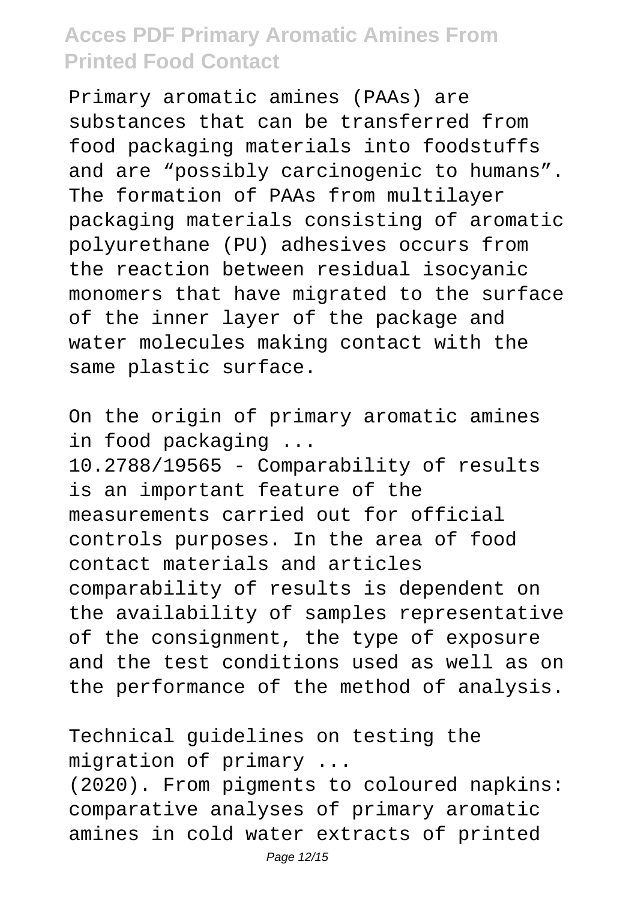Primary aromatic amines (PAAs) are substances that can be transferred from food packaging materials into foodstuffs and are “possibly carcinogenic to humans”. The formation of PAAs from multilayer packaging materials consisting of aromatic polyurethane (PU) adhesives occurs from the reaction between residual isocyanic monomers that have migrated to the surface of the inner layer of the package and water molecules making contact with the same plastic surface.

On the origin of primary aromatic amines in food packaging ...

10.2788/19565 - Comparability of results is an important feature of the measurements carried out for official controls purposes. In the area of food contact materials and articles comparability of results is dependent on the availability of samples representative of the consignment, the type of exposure and the test conditions used as well as on the performance of the method of analysis.

Technical guidelines on testing the migration of primary ...

(2020). From pigments to coloured napkins: comparative analyses of primary aromatic amines in cold water extracts of printed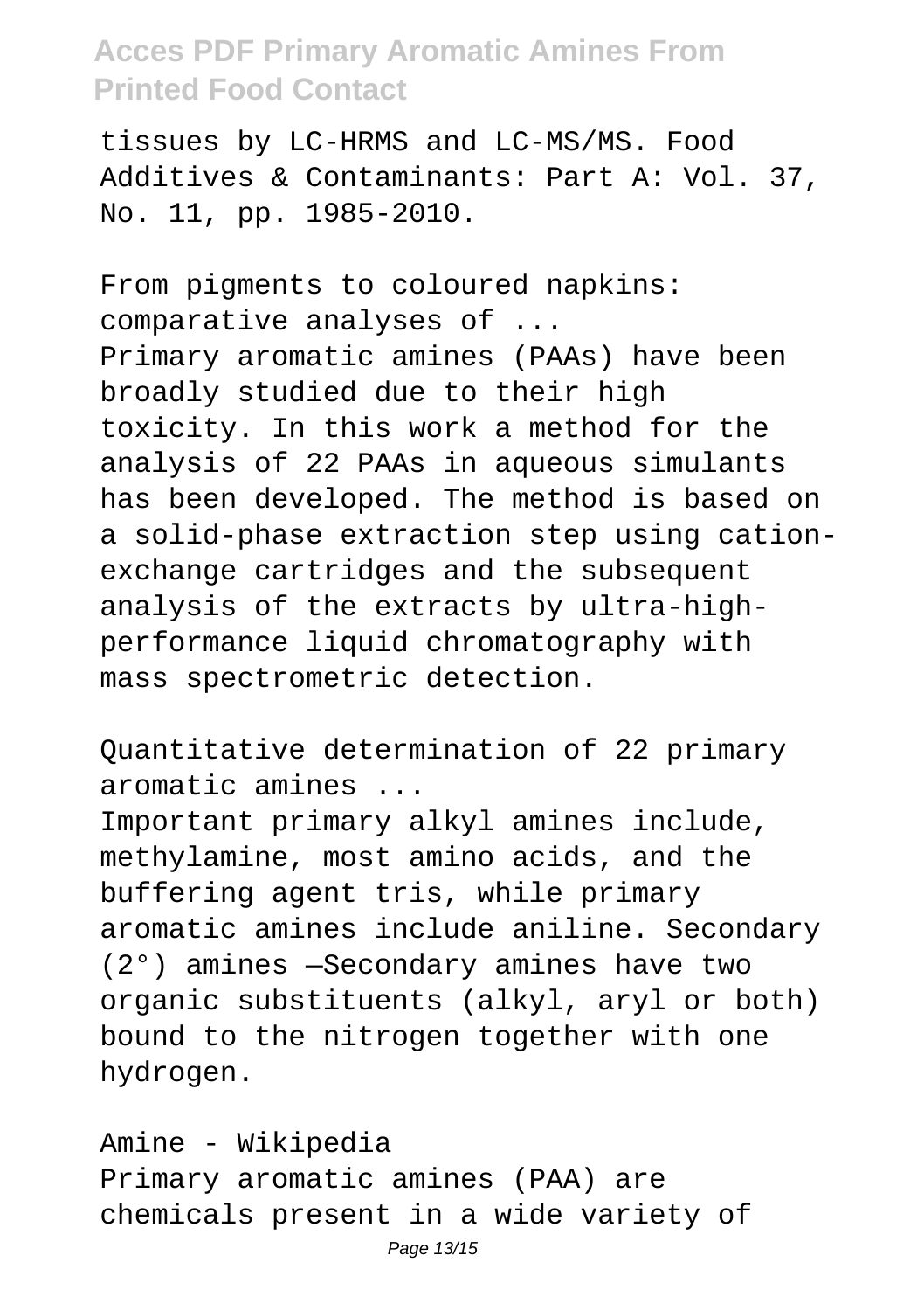tissues by LC-HRMS and LC-MS/MS. Food Additives & Contaminants: Part A: Vol. 37, No. 11, pp. 1985-2010.

From pigments to coloured napkins: comparative analyses of ...

Primary aromatic amines (PAAs) have been broadly studied due to their high toxicity. In this work a method for the analysis of 22 PAAs in aqueous simulants has been developed. The method is based on a solid-phase extraction step using cation-exchange cartridges and the subsequent analysis of the extracts by ultra-high-performance liquid chromatography with mass spectrometric detection.

Quantitative determination of 22 primary aromatic amines ...

Important primary alkyl amines include, methylamine, most amino acids, and the buffering agent tris, while primary aromatic amines include aniline. Secondary (2°) amines —Secondary amines have two organic substituents (alkyl, aryl or both) bound to the nitrogen together with one hydrogen.

Amine - Wikipedia

Primary aromatic amines (PAA) are chemicals present in a wide variety of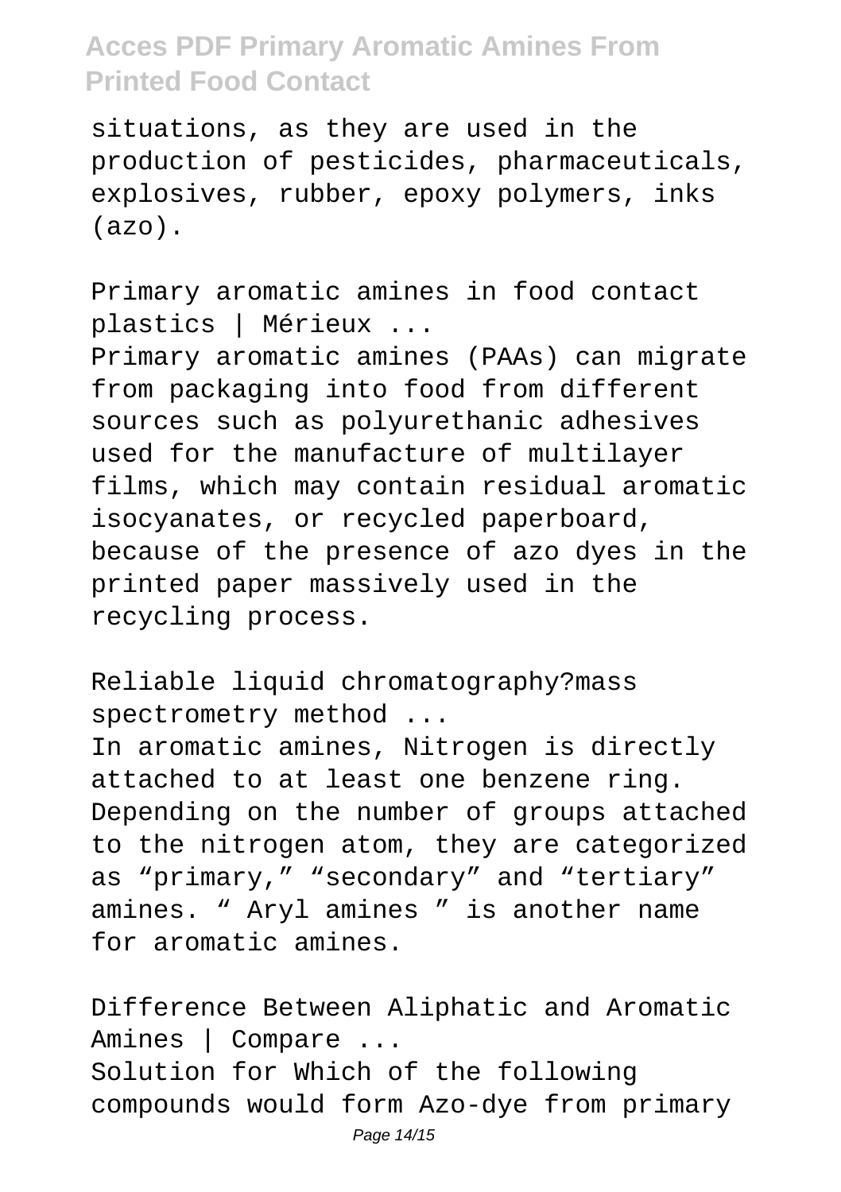situations, as they are used in the production of pesticides, pharmaceuticals, explosives, rubber, epoxy polymers, inks (azo).

Primary aromatic amines in food contact plastics | Mérieux ...

Primary aromatic amines (PAAs) can migrate from packaging into food from different sources such as polyurethanic adhesives used for the manufacture of multilayer films, which may contain residual aromatic isocyanates, or recycled paperboard, because of the presence of azo dyes in the printed paper massively used in the recycling process.

Reliable liquid chromatography?mass spectrometry method ...

In aromatic amines, Nitrogen is directly attached to at least one benzene ring. Depending on the number of groups attached to the nitrogen atom, they are categorized as "primary," "secondary" and "tertiary" amines. " Aryl amines " is another name for aromatic amines.

Difference Between Aliphatic and Aromatic Amines | Compare ...

Solution for Which of the following compounds would form Azo-dye from primary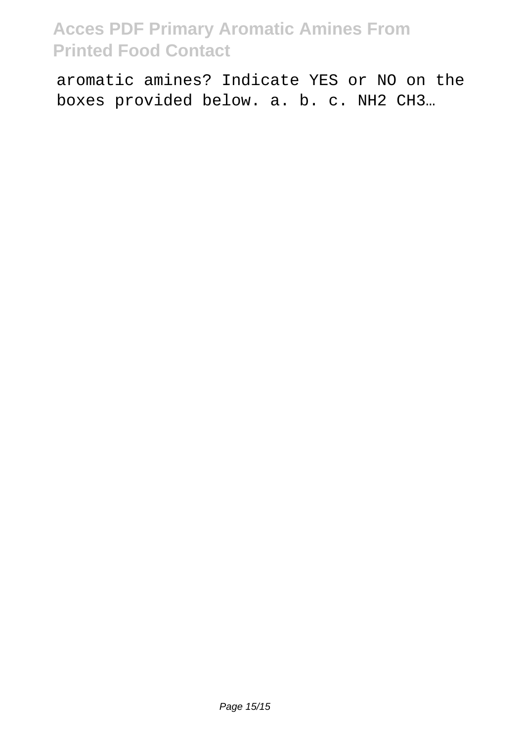aromatic amines? Indicate YES or NO on the boxes provided below. a. b. c. $NH_2$ $CH_3$…